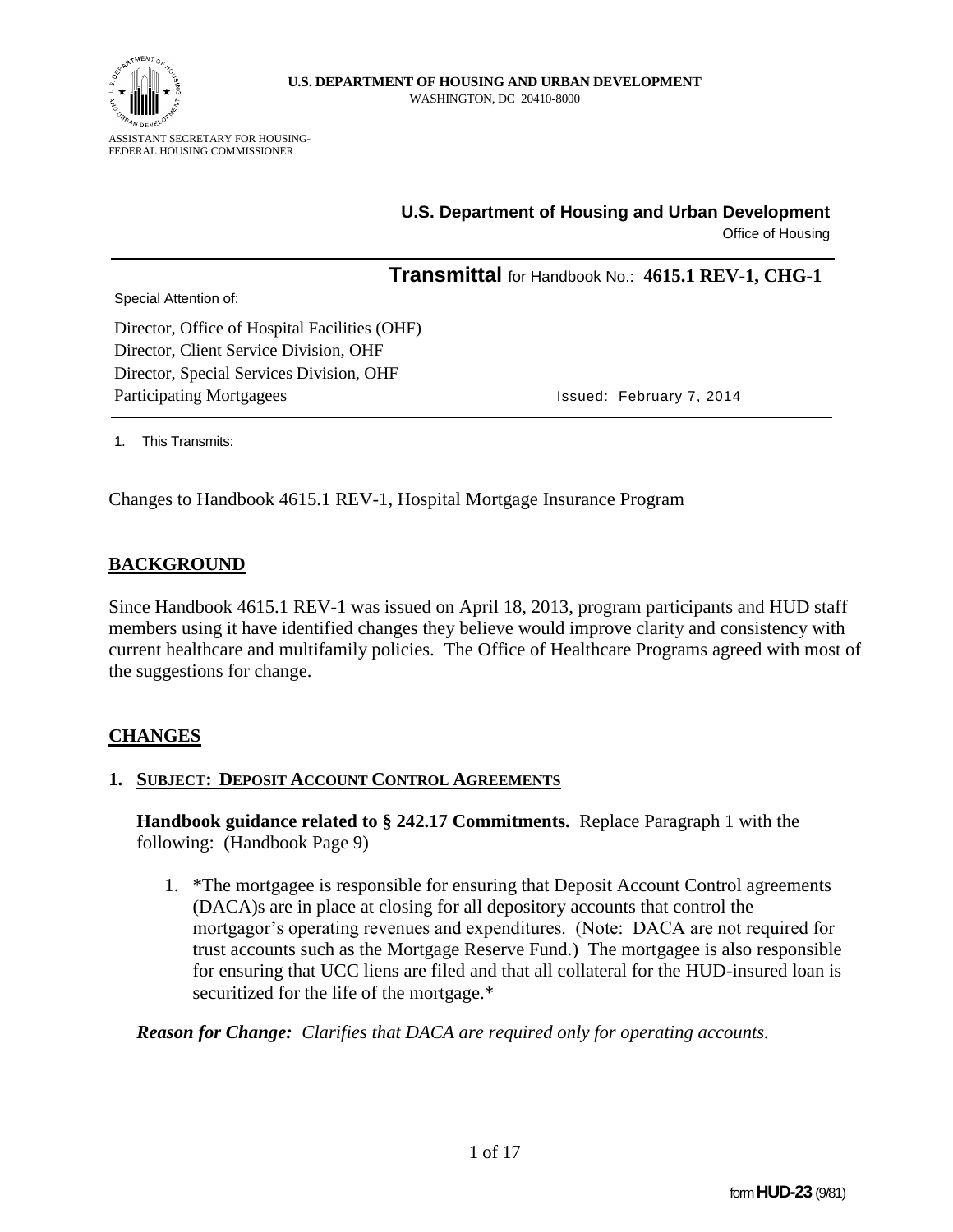**U.S. DEPARTMENT OF HOUSING AND URBAN DEVELOPMENT**
WASHINGTON, DC 20410-8000

ASSISTANT SECRETARY FOR HOUSING-
FEDERAL HOUSING COMMISSIONER

**U.S. Department of Housing and Urban Development**
Office of Housing

**Transmittal** for Handbook No.: **4615.1 REV-1, CHG-1**

Special Attention of:

Director, Office of Hospital Facilities (OHF)
Director, Client Service Division, OHF
Director, Special Services Division, OHF
Participating Mortgagees

Issued: February 7, 2014

1. This Transmits:

Changes to Handbook 4615.1 REV-1, Hospital Mortgage Insurance Program

## BACKGROUND

Since Handbook 4615.1 REV-1 was issued on April 18, 2013, program participants and HUD staff members using it have identified changes they believe would improve clarity and consistency with current healthcare and multifamily policies. The Office of Healthcare Programs agreed with most of the suggestions for change.

## CHANGES

### 1. SUBJECT: DEPOSIT ACCOUNT CONTROL AGREEMENTS

**Handbook guidance related to § 242.17 Commitments.** Replace Paragraph 1 with the following: (Handbook Page 9)

1. *The mortgagee is responsible for ensuring that Deposit Account Control agreements (DACA)s are in place at closing for all depository accounts that control the mortgagor's operating revenues and expenditures. (Note: DACA are not required for trust accounts such as the Mortgage Reserve Fund.) The mortgagee is also responsible for ensuring that UCC liens are filed and that all collateral for the HUD-insured loan is securitized for the life of the mortgage.*

***Reason for Change:*** *Clarifies that DACA are required only for operating accounts.*

form **HUD-23** (9/81)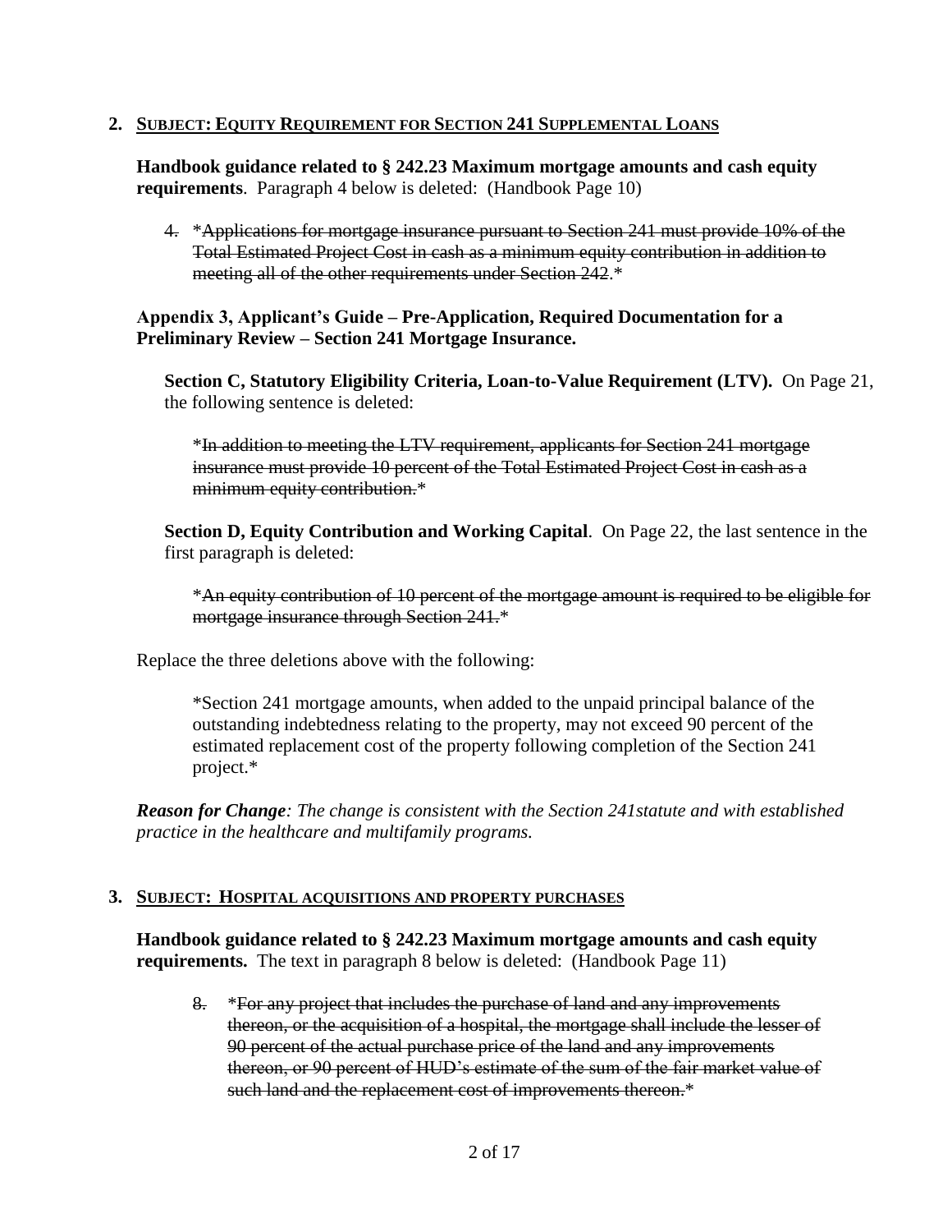## 2. SUBJECT: EQUITY REQUIREMENT FOR SECTION 241 SUPPLEMENTAL LOANS

**Handbook guidance related to § 242.23 Maximum mortgage amounts and cash equity requirements**. Paragraph 4 below is deleted: (Handbook Page 10)

> 4. *~~Applications for mortgage insurance pursuant to Section 241 must provide 10% of the Total Estimated Project Cost in cash as a minimum equity contribution in addition to meeting all of the other requirements under Section 242.~~*

**Appendix 3, Applicant's Guide – Pre-Application, Required Documentation for a Preliminary Review – Section 241 Mortgage Insurance.**

**Section C, Statutory Eligibility Criteria, Loan-to-Value Requirement (LTV).** On Page 21, the following sentence is deleted:

> *~~In addition to meeting the LTV requirement, applicants for Section 241 mortgage insurance must provide 10 percent of the Total Estimated Project Cost in cash as a minimum equity contribution.~~*

**Section D, Equity Contribution and Working Capital**. On Page 22, the last sentence in the first paragraph is deleted:

> *~~An equity contribution of 10 percent of the mortgage amount is required to be eligible for mortgage insurance through Section 241.~~*

Replace the three deletions above with the following:

> *Section 241 mortgage amounts, when added to the unpaid principal balance of the outstanding indebtedness relating to the property, may not exceed 90 percent of the estimated replacement cost of the property following completion of the Section 241 project.*

***Reason for Change**: The change is consistent with the Section 241statute and with established practice in the healthcare and multifamily programs.*

## 3. SUBJECT: HOSPITAL ACQUISITIONS AND PROPERTY PURCHASES

**Handbook guidance related to § 242.23 Maximum mortgage amounts and cash equity requirements.** The text in paragraph 8 below is deleted: (Handbook Page 11)

> 8. *~~For any project that includes the purchase of land and any improvements thereon, or the acquisition of a hospital, the mortgage shall include the lesser of 90 percent of the actual purchase price of the land and any improvements thereon, or 90 percent of HUD's estimate of the sum of the fair market value of such land and the replacement cost of improvements thereon.~~*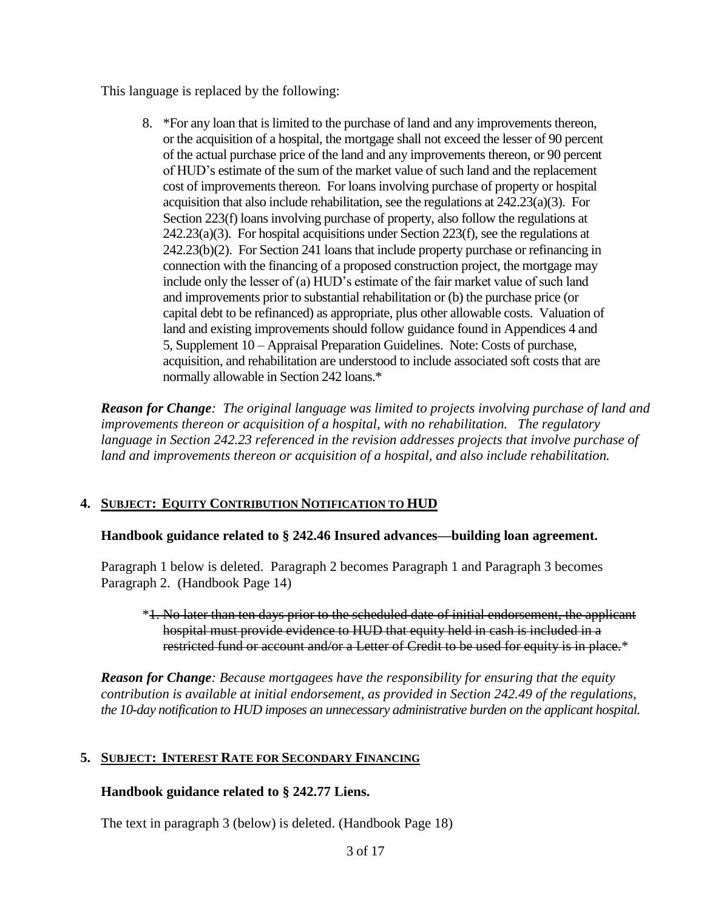This language is replaced by the following:

8. *For any loan that is limited to the purchase of land and any improvements thereon, or the acquisition of a hospital, the mortgage shall not exceed the lesser of 90 percent of the actual purchase price of the land and any improvements thereon, or 90 percent of HUD's estimate of the sum of the market value of such land and the replacement cost of improvements thereon. For loans involving purchase of property or hospital acquisition that also include rehabilitation, see the regulations at 242.23(a)(3). For Section 223(f) loans involving purchase of property, also follow the regulations at 242.23(a)(3). For hospital acquisitions under Section 223(f), see the regulations at 242.23(b)(2). For Section 241 loans that include property purchase or refinancing in connection with the financing of a proposed construction project, the mortgage may include only the lesser of (a) HUD's estimate of the fair market value of such land and improvements prior to substantial rehabilitation or (b) the purchase price (or capital debt to be refinanced) as appropriate, plus other allowable costs. Valuation of land and existing improvements should follow guidance found in Appendices 4 and 5, Supplement 10 – Appraisal Preparation Guidelines. Note: Costs of purchase, acquisition, and rehabilitation are understood to include associated soft costs that are normally allowable in Section 242 loans.*

***Reason for Change**: The original language was limited to projects involving purchase of land and improvements thereon or acquisition of a hospital, with no rehabilitation. The regulatory language in Section 242.23 referenced in the revision addresses projects that involve purchase of land and improvements thereon or acquisition of a hospital, and also include rehabilitation.*

## 4. SUBJECT: EQUITY CONTRIBUTION NOTIFICATION TO HUD

**Handbook guidance related to § 242.46 Insured advances—building loan agreement.**

Paragraph 1 below is deleted. Paragraph 2 becomes Paragraph 1 and Paragraph 3 becomes Paragraph 2. (Handbook Page 14)

*~~1. No later than ten days prior to the scheduled date of initial endorsement, the applicant hospital must provide evidence to HUD that equity held in cash is included in a restricted fund or account and/or a Letter of Credit to be used for equity is in place.~~*

***Reason for Change**: Because mortgagees have the responsibility for ensuring that the equity contribution is available at initial endorsement, as provided in Section 242.49 of the regulations, the 10-day notification to HUD imposes an unnecessary administrative burden on the applicant hospital.*

## 5. SUBJECT: INTEREST RATE FOR SECONDARY FINANCING

**Handbook guidance related to § 242.77 Liens.**

The text in paragraph 3 (below) is deleted. (Handbook Page 18)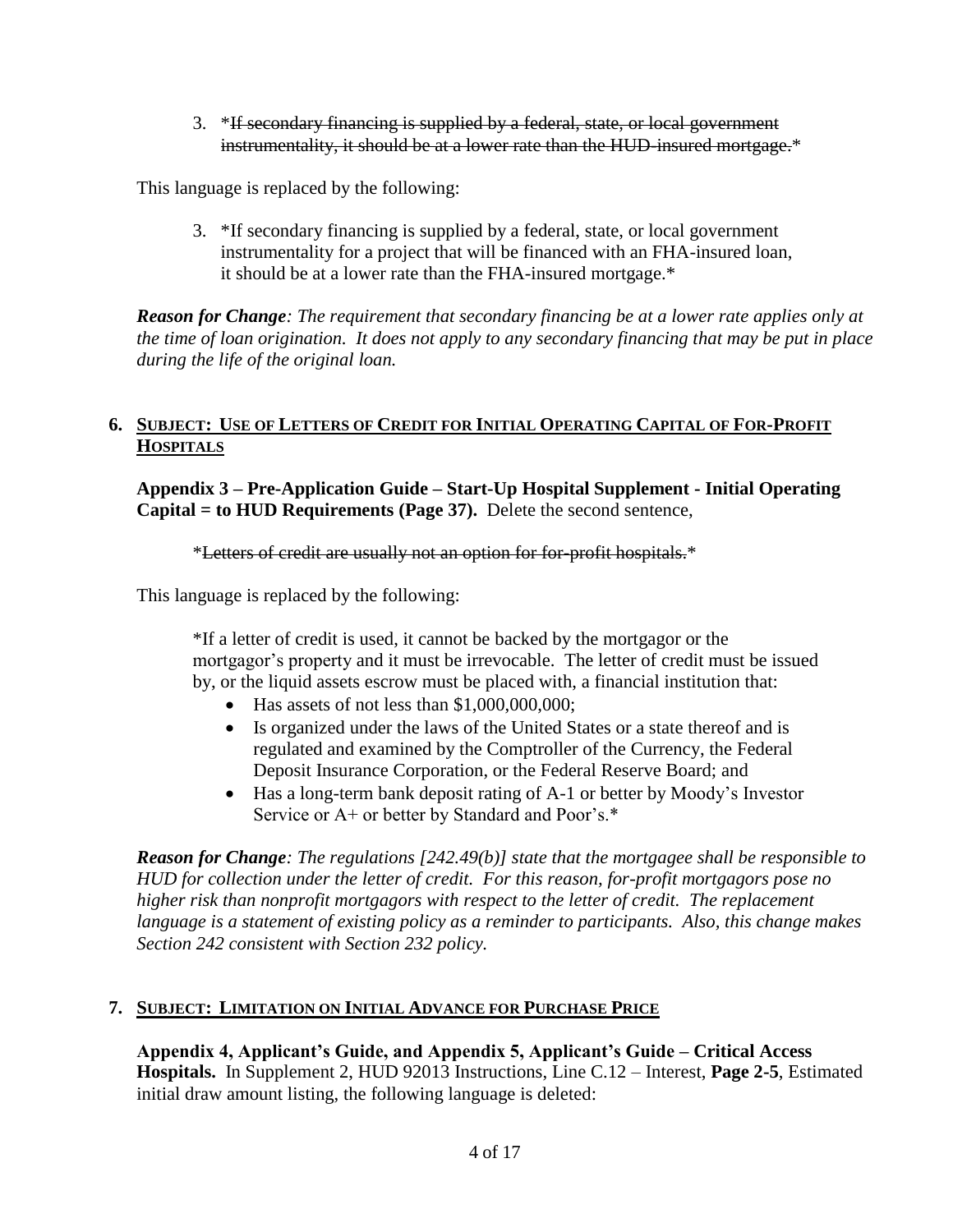3. *~~If secondary financing is supplied by a federal, state, or local government instrumentality, it should be at a lower rate than the HUD-insured mortgage.~~*

This language is replaced by the following:

3. *If secondary financing is supplied by a federal, state, or local government instrumentality for a project that will be financed with an FHA-insured loan, it should be at a lower rate than the FHA-insured mortgage.*

***Reason for Change****: The requirement that secondary financing be at a lower rate applies only at the time of loan origination. It does not apply to any secondary financing that may be put in place during the life of the original loan.*

## 6. <u>SUBJECT: USE OF LETTERS OF CREDIT FOR INITIAL OPERATING CAPITAL OF FOR-PROFIT HOSPITALS</u>

**Appendix 3 – Pre-Application Guide – Start-Up Hospital Supplement - Initial Operating Capital = to HUD Requirements (Page 37).** Delete the second sentence,

*~~Letters of credit are usually not an option for for-profit hospitals.~~*

This language is replaced by the following:

*If a letter of credit is used, it cannot be backed by the mortgagor or the mortgagor's property and it must be irrevocable. The letter of credit must be issued by, or the liquid assets escrow must be placed with, a financial institution that:

- Has assets of not less than $1,000,000,000;
- Is organized under the laws of the United States or a state thereof and is regulated and examined by the Comptroller of the Currency, the Federal Deposit Insurance Corporation, or the Federal Reserve Board; and
- Has a long-term bank deposit rating of A-1 or better by Moody's Investor Service or A+ or better by Standard and Poor's.*

***Reason for Change****: The regulations [242.49(b)] state that the mortgagee shall be responsible to HUD for collection under the letter of credit. For this reason, for-profit mortgagors pose no higher risk than nonprofit mortgagors with respect to the letter of credit. The replacement language is a statement of existing policy as a reminder to participants. Also, this change makes Section 242 consistent with Section 232 policy.*

## 7. <u>SUBJECT: LIMITATION ON INITIAL ADVANCE FOR PURCHASE PRICE</u>

**Appendix 4, Applicant's Guide, and Appendix 5, Applicant's Guide – Critical Access Hospitals.** In Supplement 2, HUD 92013 Instructions, Line C.12 – Interest, **Page 2-5**, Estimated initial draw amount listing, the following language is deleted: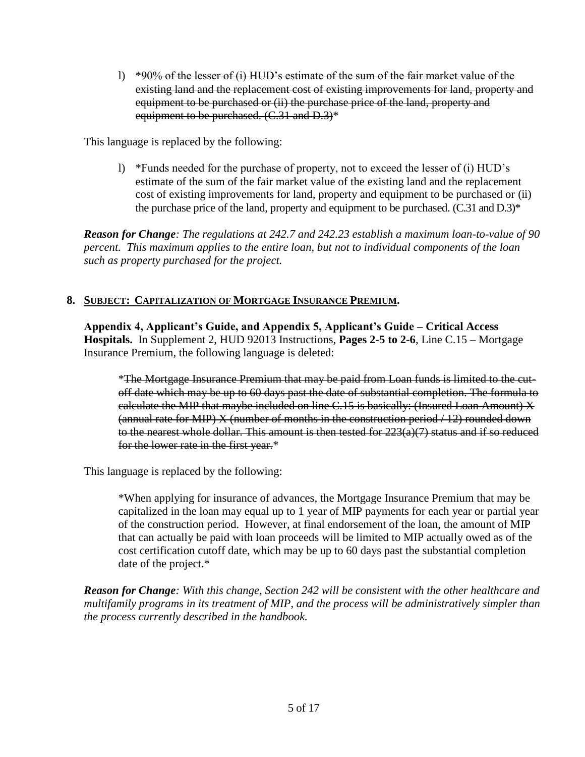l) *~~90% of the lesser of (i) HUD's estimate of the sum of the fair market value of the existing land and the replacement cost of existing improvements for land, property and equipment to be purchased or (ii) the purchase price of the land, property and equipment to be purchased. (C.31 and D.3)~~*

This language is replaced by the following:

l) *Funds needed for the purchase of property, not to exceed the lesser of (i) HUD's estimate of the sum of the fair market value of the existing land and the replacement cost of existing improvements for land, property and equipment to be purchased or (ii) the purchase price of the land, property and equipment to be purchased. (C.31 and D.3)*

***Reason for Change**: The regulations at 242.7 and 242.23 establish a maximum loan-to-value of 90 percent. This maximum applies to the entire loan, but not to individual components of the loan such as property purchased for the project.*

**8. SUBJECT: CAPITALIZATION OF MORTGAGE INSURANCE PREMIUM.**

**Appendix 4, Applicant's Guide, and Appendix 5, Applicant's Guide – Critical Access Hospitals.** In Supplement 2, HUD 92013 Instructions, **Pages 2-5 to 2-6**, Line C.15 – Mortgage Insurance Premium, the following language is deleted:

*~~The Mortgage Insurance Premium that may be paid from Loan funds is limited to the cut-off date which may be up to 60 days past the date of substantial completion. The formula to calculate the MIP that maybe included on line C.15 is basically: (Insured Loan Amount) X (annual rate for MIP) X (number of months in the construction period / 12) rounded down to the nearest whole dollar. This amount is then tested for 223(a)(7) status and if so reduced for the lower rate in the first year.~~*

This language is replaced by the following:

*When applying for insurance of advances, the Mortgage Insurance Premium that may be capitalized in the loan may equal up to 1 year of MIP payments for each year or partial year of the construction period. However, at final endorsement of the loan, the amount of MIP that can actually be paid with loan proceeds will be limited to MIP actually owed as of the cost certification cutoff date, which may be up to 60 days past the substantial completion date of the project.*

***Reason for Change**: With this change, Section 242 will be consistent with the other healthcare and multifamily programs in its treatment of MIP, and the process will be administratively simpler than the process currently described in the handbook.*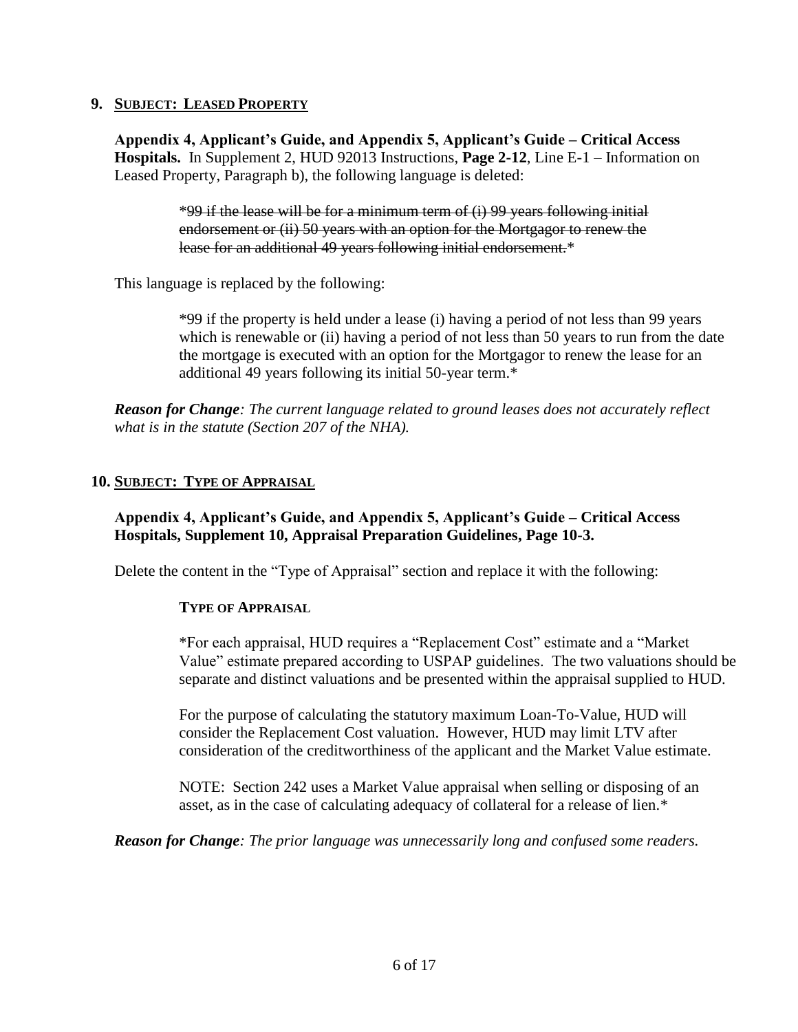**9. <u>SUBJECT: LEASED PROPERTY</u>**

**Appendix 4, Applicant's Guide, and Appendix 5, Applicant's Guide – Critical Access Hospitals.** In Supplement 2, HUD 92013 Instructions, **Page 2-12**, Line E-1 – Information on Leased Property, Paragraph b), the following language is deleted:

> *~~99 if the lease will be for a minimum term of (i) 99 years following initial endorsement or (ii) 50 years with an option for the Mortgagor to renew the lease for an additional 49 years following initial endorsement.~~*

This language is replaced by the following:

> *99 if the property is held under a lease (i) having a period of not less than 99 years which is renewable or (ii) having a period of not less than 50 years to run from the date the mortgage is executed with an option for the Mortgagor to renew the lease for an additional 49 years following its initial 50-year term.*

***Reason for Change**: The current language related to ground leases does not accurately reflect what is in the statute (Section 207 of the NHA).*

**10. <u>SUBJECT: TYPE OF APPRAISAL</u>**

**Appendix 4, Applicant's Guide, and Appendix 5, Applicant's Guide – Critical Access Hospitals, Supplement 10, Appraisal Preparation Guidelines, Page 10-3.**

Delete the content in the "Type of Appraisal" section and replace it with the following:

> **TYPE OF APPRAISAL**
>
> *For each appraisal, HUD requires a "Replacement Cost" estimate and a "Market Value" estimate prepared according to USPAP guidelines. The two valuations should be separate and distinct valuations and be presented within the appraisal supplied to HUD.
>
> For the purpose of calculating the statutory maximum Loan-To-Value, HUD will consider the Replacement Cost valuation. However, HUD may limit LTV after consideration of the creditworthiness of the applicant and the Market Value estimate.
>
> NOTE: Section 242 uses a Market Value appraisal when selling or disposing of an asset, as in the case of calculating adequacy of collateral for a release of lien.*

***Reason for Change**: The prior language was unnecessarily long and confused some readers.*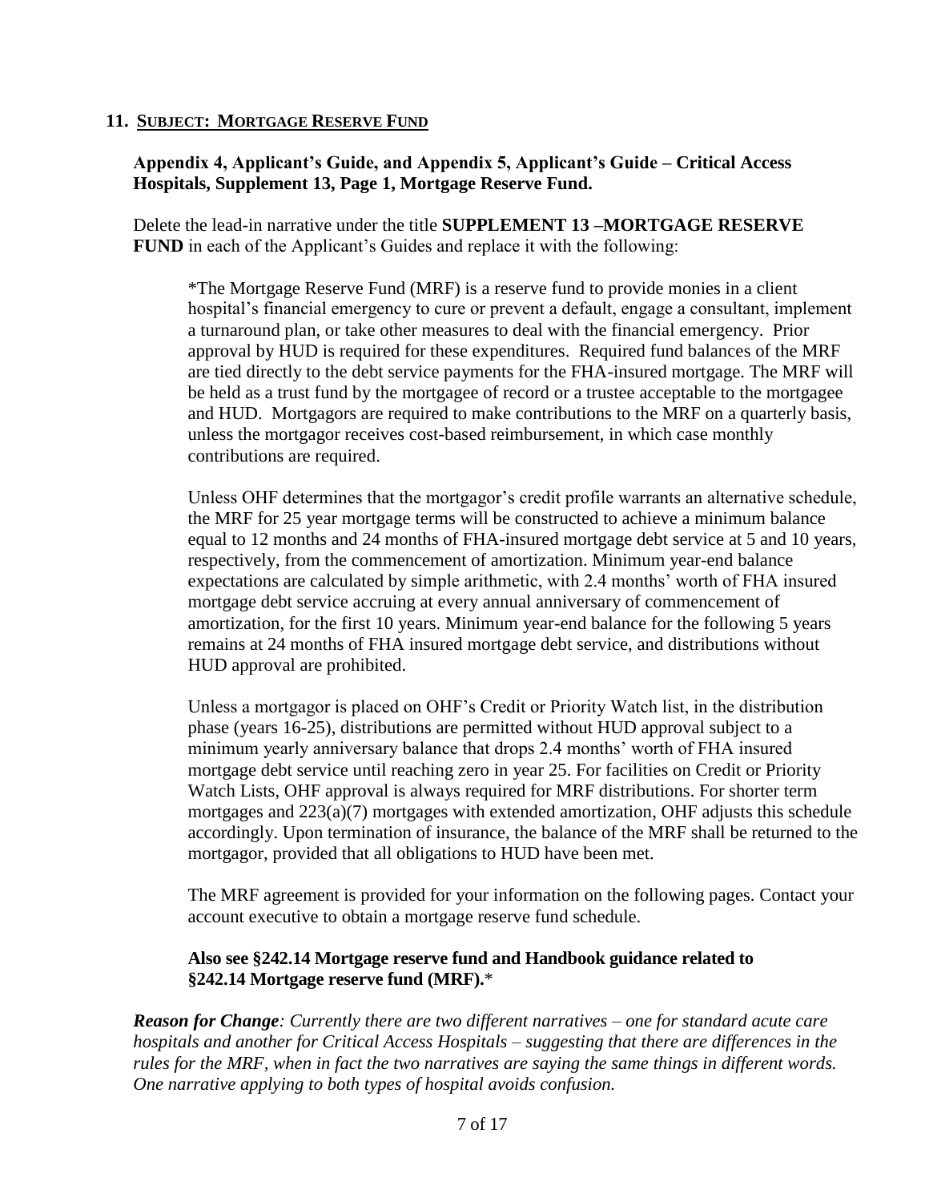## 11. SUBJECT: MORTGAGE RESERVE FUND

**Appendix 4, Applicant's Guide, and Appendix 5, Applicant's Guide – Critical Access Hospitals, Supplement 13, Page 1, Mortgage Reserve Fund.**

Delete the lead-in narrative under the title **SUPPLEMENT 13 –MORTGAGE RESERVE FUND** in each of the Applicant's Guides and replace it with the following:

> *The Mortgage Reserve Fund (MRF) is a reserve fund to provide monies in a client hospital's financial emergency to cure or prevent a default, engage a consultant, implement a turnaround plan, or take other measures to deal with the financial emergency. Prior approval by HUD is required for these expenditures. Required fund balances of the MRF are tied directly to the debt service payments for the FHA-insured mortgage. The MRF will be held as a trust fund by the mortgagee of record or a trustee acceptable to the mortgagee and HUD. Mortgagors are required to make contributions to the MRF on a quarterly basis, unless the mortgagor receives cost-based reimbursement, in which case monthly contributions are required.
>
> Unless OHF determines that the mortgagor's credit profile warrants an alternative schedule, the MRF for 25 year mortgage terms will be constructed to achieve a minimum balance equal to 12 months and 24 months of FHA-insured mortgage debt service at 5 and 10 years, respectively, from the commencement of amortization. Minimum year-end balance expectations are calculated by simple arithmetic, with 2.4 months' worth of FHA insured mortgage debt service accruing at every annual anniversary of commencement of amortization, for the first 10 years. Minimum year-end balance for the following 5 years remains at 24 months of FHA insured mortgage debt service, and distributions without HUD approval are prohibited.
>
> Unless a mortgagor is placed on OHF's Credit or Priority Watch list, in the distribution phase (years 16-25), distributions are permitted without HUD approval subject to a minimum yearly anniversary balance that drops 2.4 months' worth of FHA insured mortgage debt service until reaching zero in year 25. For facilities on Credit or Priority Watch Lists, OHF approval is always required for MRF distributions. For shorter term mortgages and 223(a)(7) mortgages with extended amortization, OHF adjusts this schedule accordingly. Upon termination of insurance, the balance of the MRF shall be returned to the mortgagor, provided that all obligations to HUD have been met.
>
> The MRF agreement is provided for your information on the following pages. Contact your account executive to obtain a mortgage reserve fund schedule.
>
> **Also see §242.14 Mortgage reserve fund and Handbook guidance related to §242.14 Mortgage reserve fund (MRF).***

***Reason for Change**: Currently there are two different narratives – one for standard acute care hospitals and another for Critical Access Hospitals – suggesting that there are differences in the rules for the MRF, when in fact the two narratives are saying the same things in different words. One narrative applying to both types of hospital avoids confusion.*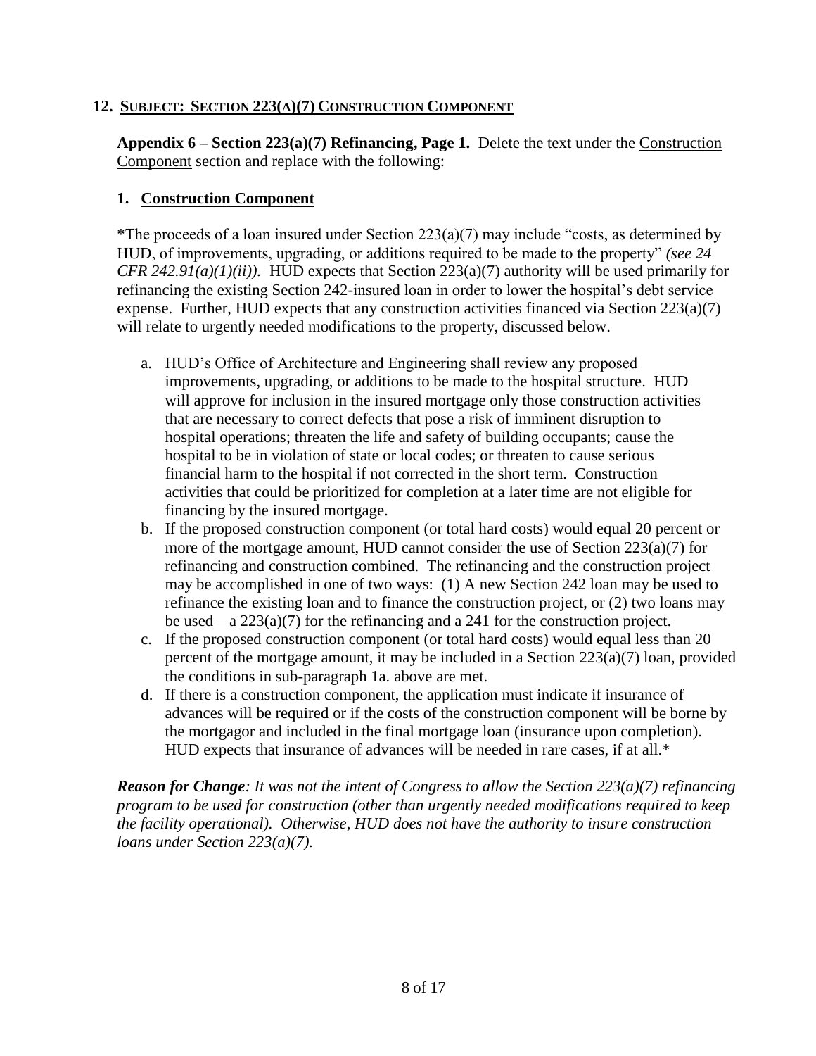## 12. Subject: Section 223(a)(7) Construction Component

**Appendix 6 – Section 223(a)(7) Refinancing, Page 1.** Delete the text under the Construction Component section and replace with the following:

### 1. Construction Component

*The proceeds of a loan insured under Section 223(a)(7) may include "costs, as determined by HUD, of improvements, upgrading, or additions required to be made to the property" *(see 24 CFR 242.91(a)(1)(ii)).* HUD expects that Section 223(a)(7) authority will be used primarily for refinancing the existing Section 242-insured loan in order to lower the hospital's debt service expense. Further, HUD expects that any construction activities financed via Section 223(a)(7) will relate to urgently needed modifications to the property, discussed below.

a. HUD's Office of Architecture and Engineering shall review any proposed improvements, upgrading, or additions to be made to the hospital structure. HUD will approve for inclusion in the insured mortgage only those construction activities that are necessary to correct defects that pose a risk of imminent disruption to hospital operations; threaten the life and safety of building occupants; cause the hospital to be in violation of state or local codes; or threaten to cause serious financial harm to the hospital if not corrected in the short term. Construction activities that could be prioritized for completion at a later time are not eligible for financing by the insured mortgage.
b. If the proposed construction component (or total hard costs) would equal 20 percent or more of the mortgage amount, HUD cannot consider the use of Section 223(a)(7) for refinancing and construction combined. The refinancing and the construction project may be accomplished in one of two ways: (1) A new Section 242 loan may be used to refinance the existing loan and to finance the construction project, or (2) two loans may be used – a 223(a)(7) for the refinancing and a 241 for the construction project.
c. If the proposed construction component (or total hard costs) would equal less than 20 percent of the mortgage amount, it may be included in a Section 223(a)(7) loan, provided the conditions in sub-paragraph 1a. above are met.
d. If there is a construction component, the application must indicate if insurance of advances will be required or if the costs of the construction component will be borne by the mortgagor and included in the final mortgage loan (insurance upon completion). HUD expects that insurance of advances will be needed in rare cases, if at all.*

***Reason for Change****: It was not the intent of Congress to allow the Section 223(a)(7) refinancing program to be used for construction (other than urgently needed modifications required to keep the facility operational). Otherwise, HUD does not have the authority to insure construction loans under Section 223(a)(7).*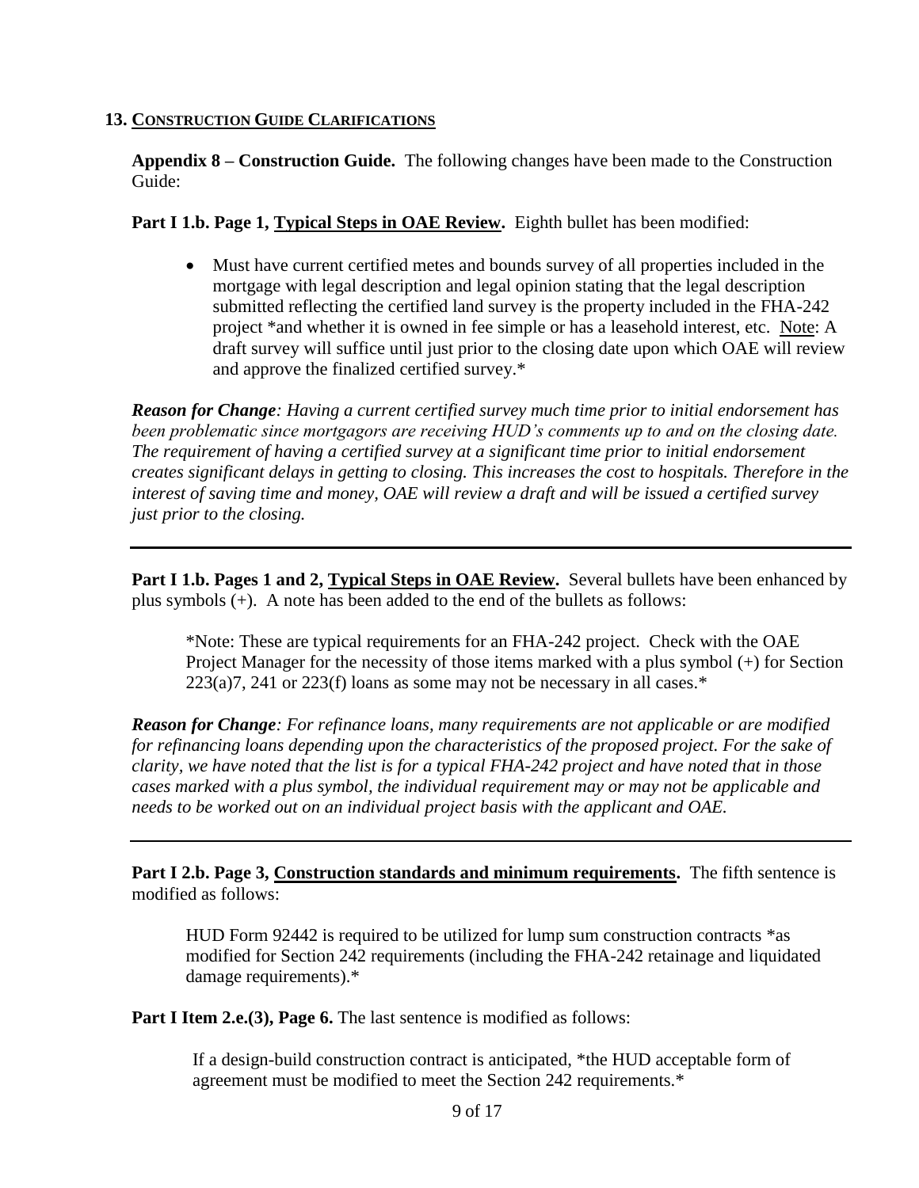## 13. CONSTRUCTION GUIDE CLARIFICATIONS

**Appendix 8 – Construction Guide.** The following changes have been made to the Construction Guide:

**Part I 1.b. Page 1, Typical Steps in OAE Review.** Eighth bullet has been modified:

- Must have current certified metes and bounds survey of all properties included in the mortgage with legal description and legal opinion stating that the legal description submitted reflecting the certified land survey is the property included in the FHA-242 project *and whether it is owned in fee simple or has a leasehold interest, etc. Note: A draft survey will suffice until just prior to the closing date upon which OAE will review and approve the finalized certified survey.*

***Reason for Change**: Having a current certified survey much time prior to initial endorsement has been problematic since mortgagors are receiving HUD's comments up to and on the closing date. The requirement of having a certified survey at a significant time prior to initial endorsement creates significant delays in getting to closing. This increases the cost to hospitals. Therefore in the interest of saving time and money, OAE will review a draft and will be issued a certified survey just prior to the closing.*

---

**Part I 1.b. Pages 1 and 2, Typical Steps in OAE Review.** Several bullets have been enhanced by plus symbols (+). A note has been added to the end of the bullets as follows:

> *Note: These are typical requirements for an FHA-242 project. Check with the OAE Project Manager for the necessity of those items marked with a plus symbol (+) for Section 223(a)7, 241 or 223(f) loans as some may not be necessary in all cases.*

***Reason for Change**: For refinance loans, many requirements are not applicable or are modified for refinancing loans depending upon the characteristics of the proposed project. For the sake of clarity, we have noted that the list is for a typical FHA-242 project and have noted that in those cases marked with a plus symbol, the individual requirement may or may not be applicable and needs to be worked out on an individual project basis with the applicant and OAE.*

---

**Part I 2.b. Page 3, Construction standards and minimum requirements.** The fifth sentence is modified as follows:

> HUD Form 92442 is required to be utilized for lump sum construction contracts *as modified for Section 242 requirements (including the FHA-242 retainage and liquidated damage requirements).*

**Part I Item 2.e.(3), Page 6.** The last sentence is modified as follows:

> If a design-build construction contract is anticipated, *the HUD acceptable form of agreement must be modified to meet the Section 242 requirements.*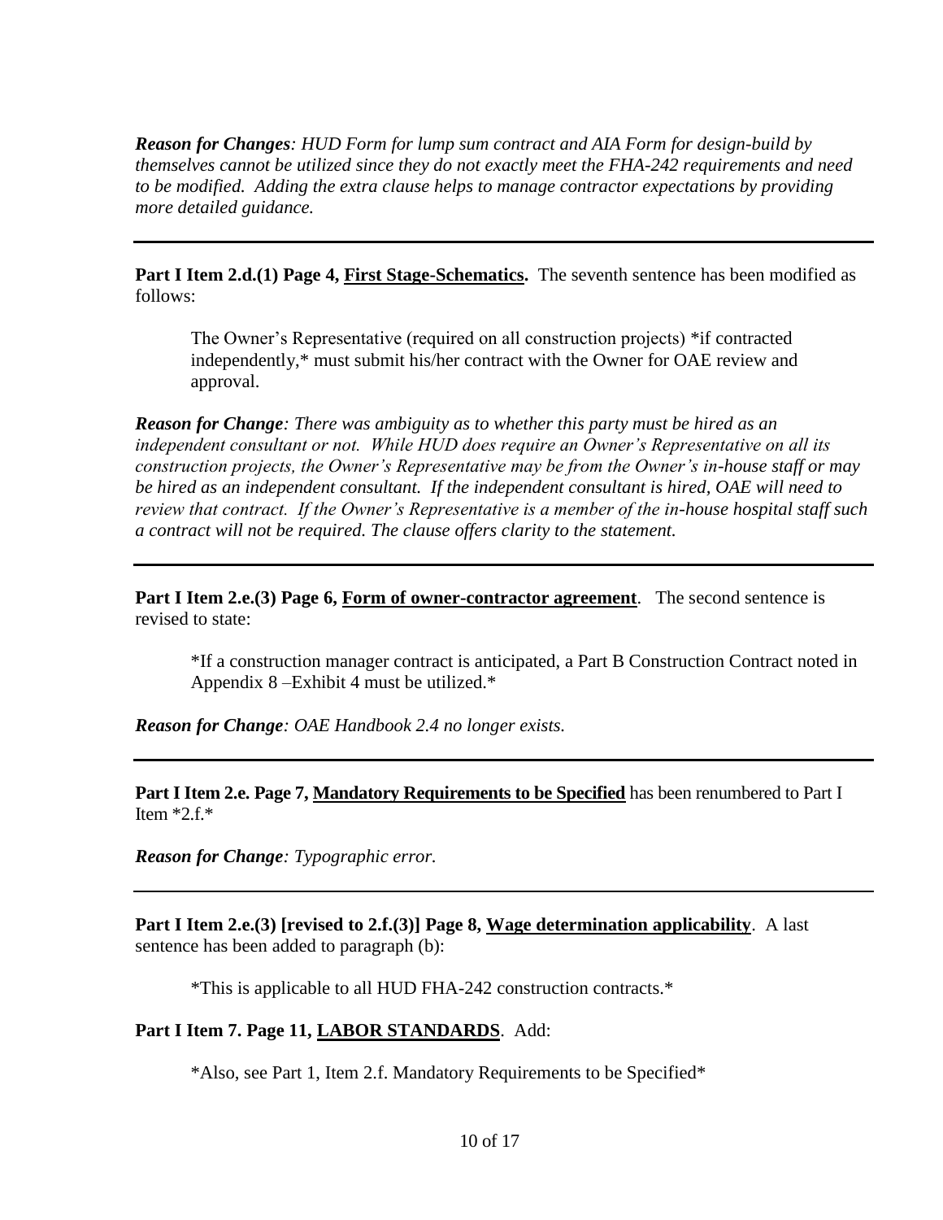***Reason for Changes**: HUD Form for lump sum contract and AIA Form for design-build by themselves cannot be utilized since they do not exactly meet the FHA-242 requirements and need to be modified. Adding the extra clause helps to manage contractor expectations by providing more detailed guidance.*

---

**Part I Item 2.d.(1) Page 4, <u>First Stage-Schematics</u>.** The seventh sentence has been modified as follows:

> The Owner's Representative (required on all construction projects) *if contracted independently,* must submit his/her contract with the Owner for OAE review and approval.

***Reason for Change**: There was ambiguity as to whether this party must be hired as an independent consultant or not. While HUD does require an Owner's Representative on all its construction projects, the Owner's Representative may be from the Owner's in-house staff or may be hired as an independent consultant. If the independent consultant is hired, OAE will need to review that contract. If the Owner's Representative is a member of the in-house hospital staff such a contract will not be required. The clause offers clarity to the statement.*

---

**Part I Item 2.e.(3) Page 6, <u>Form of owner-contractor agreement</u>**. The second sentence is revised to state:

> *If a construction manager contract is anticipated, a Part B Construction Contract noted in Appendix 8 –Exhibit 4 must be utilized.*

***Reason for Change**: OAE Handbook 2.4 no longer exists.*

---

**Part I Item 2.e. Page 7, <u>Mandatory Requirements to be Specified</u>** has been renumbered to Part I Item *2.f.*

***Reason for Change**: Typographic error.*

---

**Part I Item 2.e.(3) [revised to 2.f.(3)] Page 8, <u>Wage determination applicability</u>**. A last sentence has been added to paragraph (b):

> *This is applicable to all HUD FHA-242 construction contracts.*

**Part I Item 7. Page 11, <u>LABOR STANDARDS</u>**. Add:

> *Also, see Part 1, Item 2.f. Mandatory Requirements to be Specified*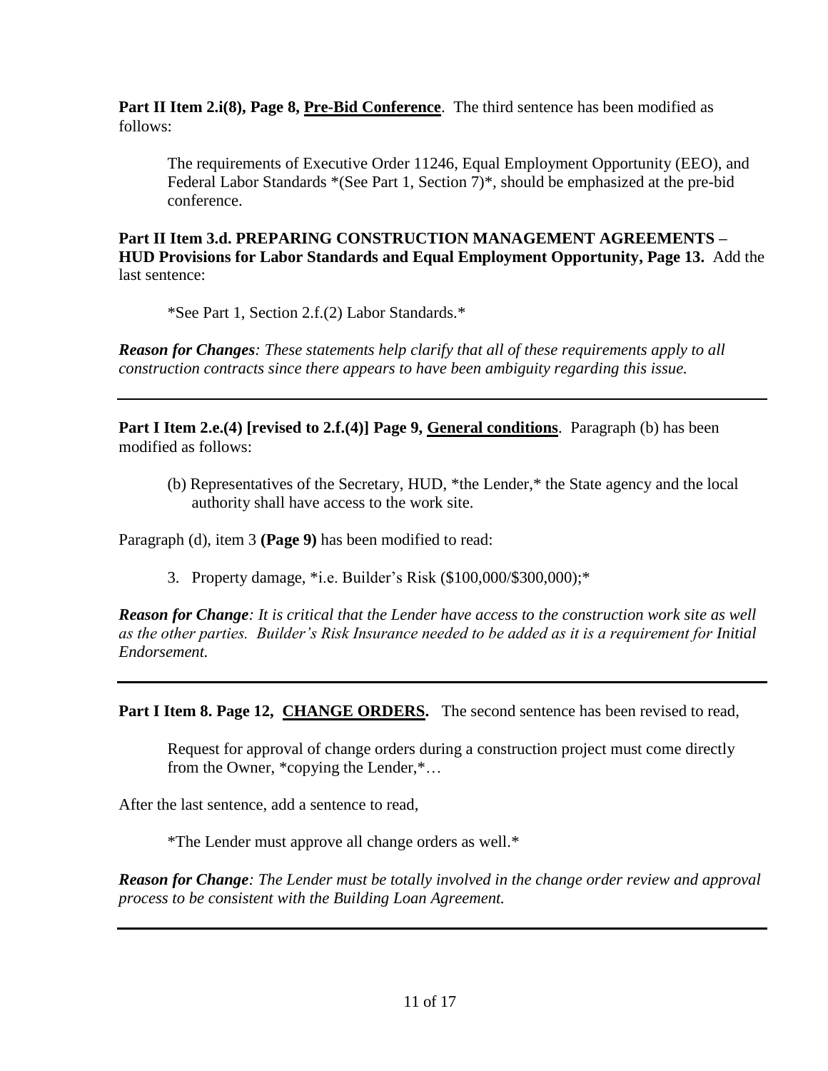**Part II Item 2.i(8), Page 8, Pre-Bid Conference**. The third sentence has been modified as follows:

> The requirements of Executive Order 11246, Equal Employment Opportunity (EEO), and Federal Labor Standards *(See Part 1, Section 7)*, should be emphasized at the pre-bid conference.

**Part II Item 3.d. PREPARING CONSTRUCTION MANAGEMENT AGREEMENTS – HUD Provisions for Labor Standards and Equal Employment Opportunity, Page 13.** Add the last sentence:

> *See Part 1, Section 2.f.(2) Labor Standards.*

***Reason for Changes**: These statements help clarify that all of these requirements apply to all construction contracts since there appears to have been ambiguity regarding this issue.*

---

**Part I Item 2.e.(4) [revised to 2.f.(4)] Page 9, General conditions**. Paragraph (b) has been modified as follows:

> (b) Representatives of the Secretary, HUD, *the Lender,* the State agency and the local authority shall have access to the work site.

Paragraph (d), item 3 **(Page 9)** has been modified to read:

> 3. Property damage, *i.e. Builder's Risk ($100,000/$300,000);*

***Reason for Change**: It is critical that the Lender have access to the construction work site as well as the other parties. Builder's Risk Insurance needed to be added as it is a requirement for Initial Endorsement.*

---

**Part I Item 8. Page 12, CHANGE ORDERS.** The second sentence has been revised to read,

> Request for approval of change orders during a construction project must come directly from the Owner, *copying the Lender,*…

After the last sentence, add a sentence to read,

> *The Lender must approve all change orders as well.*

***Reason for Change**: The Lender must be totally involved in the change order review and approval process to be consistent with the Building Loan Agreement.*

---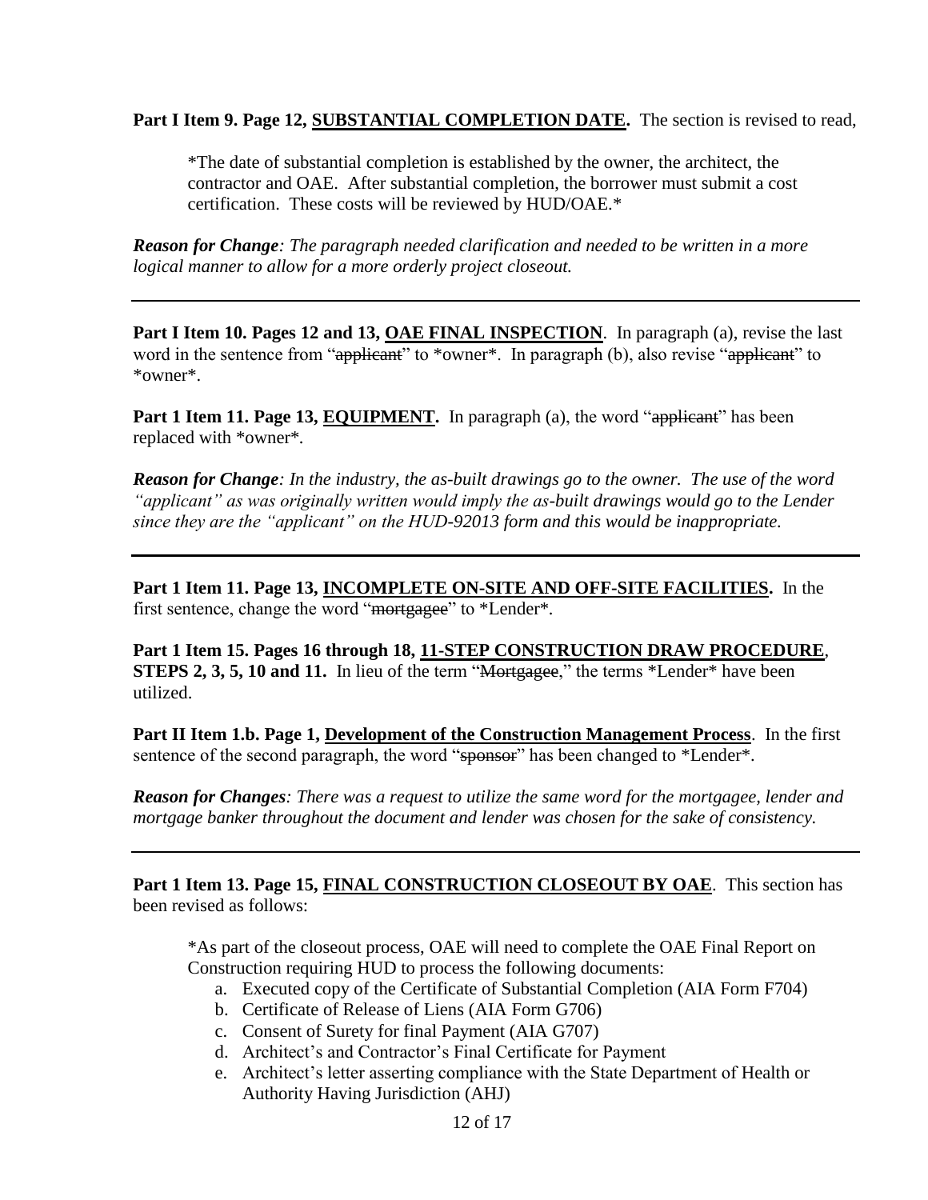**Part I Item 9. Page 12, <u>SUBSTANTIAL COMPLETION DATE</u>.** The section is revised to read,

> *The date of substantial completion is established by the owner, the architect, the contractor and OAE. After substantial completion, the borrower must submit a cost certification. These costs will be reviewed by HUD/OAE.*

***Reason for Change**: The paragraph needed clarification and needed to be written in a more logical manner to allow for a more orderly project closeout.*

---

**Part I Item 10. Pages 12 and 13, <u>OAE FINAL INSPECTION</u>**. In paragraph (a), revise the last word in the sentence from "~~applicant~~" to *owner*. In paragraph (b), also revise "~~applicant~~" to *owner*.

**Part 1 Item 11. Page 13, <u>EQUIPMENT</u>.** In paragraph (a), the word "~~applicant~~" has been replaced with *owner*.

***Reason for Change**: In the industry, the as-built drawings go to the owner. The use of the word "applicant" as was originally written would imply the as-built drawings would go to the Lender since they are the "applicant" on the HUD-92013 form and this would be inappropriate.*

---

**Part 1 Item 11. Page 13, <u>INCOMPLETE ON-SITE AND OFF-SITE FACILITIES</u>.** In the first sentence, change the word "~~mortgagee~~" to *Lender*.

**Part 1 Item 15. Pages 16 through 18, <u>11-STEP CONSTRUCTION DRAW PROCEDURE</u>, STEPS 2, 3, 5, 10 and 11.** In lieu of the term "~~Mortgagee~~," the terms *Lender* have been utilized.

**Part II Item 1.b. Page 1, <u>Development of the Construction Management Process</u>**. In the first sentence of the second paragraph, the word "~~sponsor~~" has been changed to *Lender*.

***Reason for Changes**: There was a request to utilize the same word for the mortgagee, lender and mortgage banker throughout the document and lender was chosen for the sake of consistency.*

---

**Part 1 Item 13. Page 15, <u>FINAL CONSTRUCTION CLOSEOUT BY OAE</u>**. This section has been revised as follows:

> *As part of the closeout process, OAE will need to complete the OAE Final Report on Construction requiring HUD to process the following documents:
>
> a. Executed copy of the Certificate of Substantial Completion (AIA Form F704)
> b. Certificate of Release of Liens (AIA Form G706)
> c. Consent of Surety for final Payment (AIA G707)
> d. Architect's and Contractor's Final Certificate for Payment
> e. Architect's letter asserting compliance with the State Department of Health or Authority Having Jurisdiction (AHJ)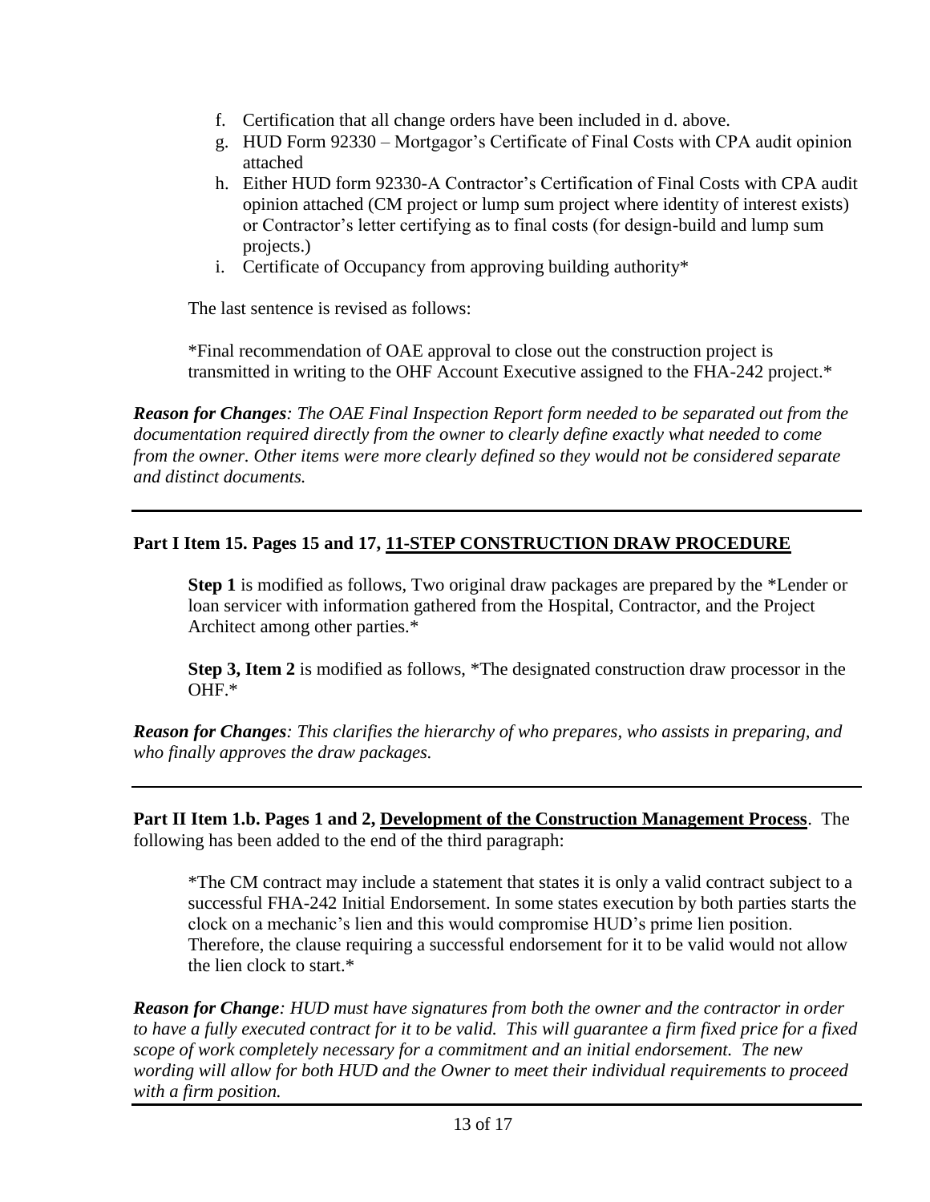f. Certification that all change orders have been included in d. above.
g. HUD Form 92330 – Mortgagor's Certificate of Final Costs with CPA audit opinion attached
h. Either HUD form 92330-A Contractor's Certification of Final Costs with CPA audit opinion attached (CM project or lump sum project where identity of interest exists) or Contractor's letter certifying as to final costs (for design-build and lump sum projects.)
i. Certificate of Occupancy from approving building authority*

The last sentence is revised as follows:

*Final recommendation of OAE approval to close out the construction project is transmitted in writing to the OHF Account Executive assigned to the FHA-242 project.*

***Reason for Changes****: The OAE Final Inspection Report form needed to be separated out from the documentation required directly from the owner to clearly define exactly what needed to come from the owner. Other items were more clearly defined so they would not be considered separate and distinct documents.*

---

**Part I Item 15. Pages 15 and 17, <u>11-STEP CONSTRUCTION DRAW PROCEDURE</u>**

**Step 1** is modified as follows, Two original draw packages are prepared by the *Lender or loan servicer with information gathered from the Hospital, Contractor, and the Project Architect among other parties.*

**Step 3, Item 2** is modified as follows, *The designated construction draw processor in the OHF.*

***Reason for Changes****: This clarifies the hierarchy of who prepares, who assists in preparing, and who finally approves the draw packages.*

---

**Part II Item 1.b. Pages 1 and 2, <u>Development of the Construction Management Process</u>**. The following has been added to the end of the third paragraph:

*The CM contract may include a statement that states it is only a valid contract subject to a successful FHA-242 Initial Endorsement. In some states execution by both parties starts the clock on a mechanic's lien and this would compromise HUD's prime lien position. Therefore, the clause requiring a successful endorsement for it to be valid would not allow the lien clock to start.*

***Reason for Change****: HUD must have signatures from both the owner and the contractor in order to have a fully executed contract for it to be valid. This will guarantee a firm fixed price for a fixed scope of work completely necessary for a commitment and an initial endorsement. The new wording will allow for both HUD and the Owner to meet their individual requirements to proceed with a firm position.*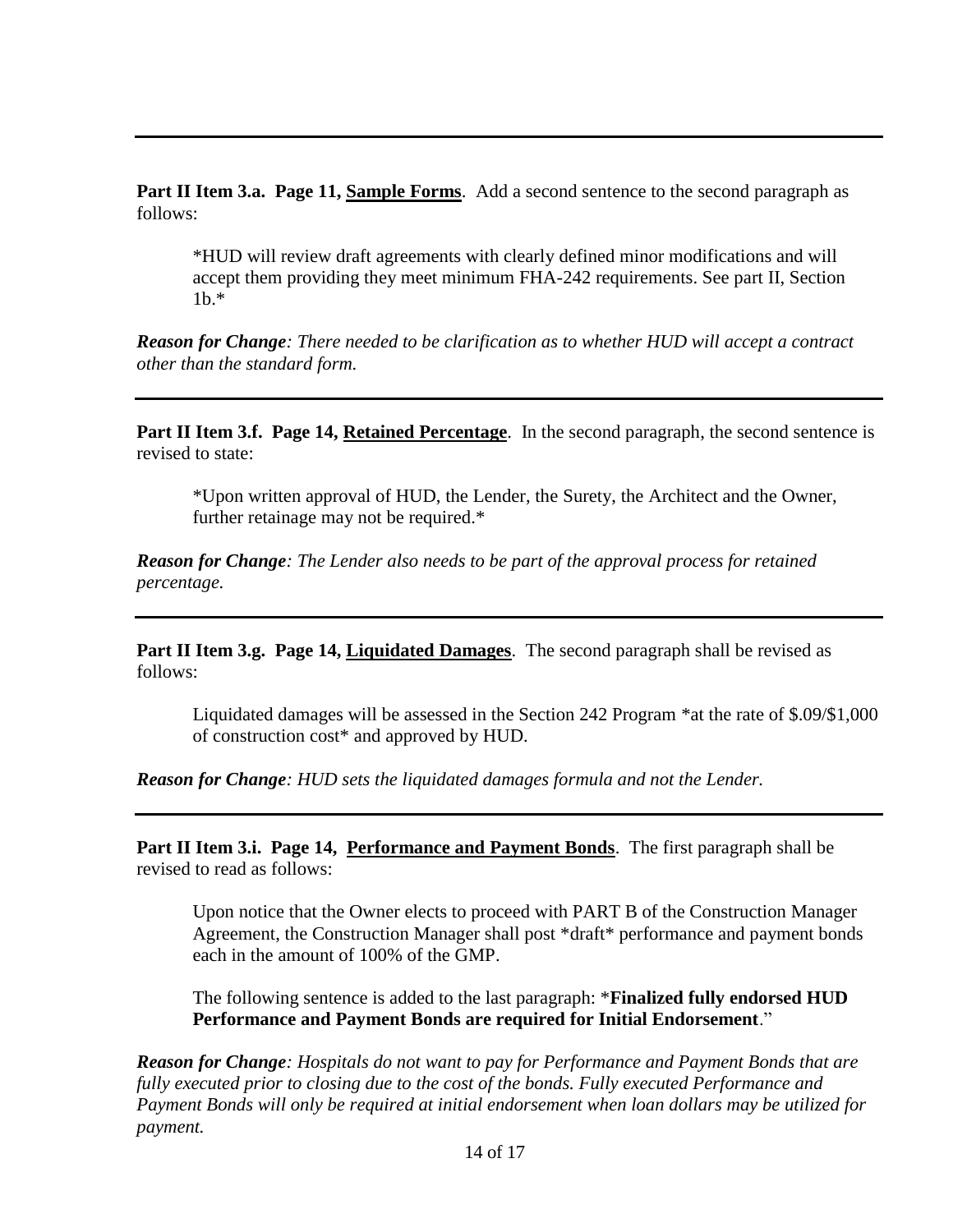---

**Part II Item 3.a. Page 11, Sample Forms**. Add a second sentence to the second paragraph as follows:

> *HUD will review draft agreements with clearly defined minor modifications and will accept them providing they meet minimum FHA-242 requirements. See part II, Section 1b.*

***Reason for Change**: There needed to be clarification as to whether HUD will accept a contract other than the standard form.*

---

**Part II Item 3.f. Page 14, Retained Percentage**. In the second paragraph, the second sentence is revised to state:

> *Upon written approval of HUD, the Lender, the Surety, the Architect and the Owner, further retainage may not be required.*

***Reason for Change**: The Lender also needs to be part of the approval process for retained percentage.*

---

**Part II Item 3.g. Page 14, Liquidated Damages**. The second paragraph shall be revised as follows:

> Liquidated damages will be assessed in the Section 242 Program *at the rate of $.09/$1,000 of construction cost* and approved by HUD.

***Reason for Change**: HUD sets the liquidated damages formula and not the Lender.*

---

**Part II Item 3.i. Page 14, Performance and Payment Bonds**. The first paragraph shall be revised to read as follows:

> Upon notice that the Owner elects to proceed with PART B of the Construction Manager Agreement, the Construction Manager shall post *draft* performance and payment bonds each in the amount of 100% of the GMP.
>
> The following sentence is added to the last paragraph: ***Finalized fully endorsed HUD Performance and Payment Bonds are required for Initial Endorsement**."

***Reason for Change**: Hospitals do not want to pay for Performance and Payment Bonds that are fully executed prior to closing due to the cost of the bonds. Fully executed Performance and Payment Bonds will only be required at initial endorsement when loan dollars may be utilized for payment.*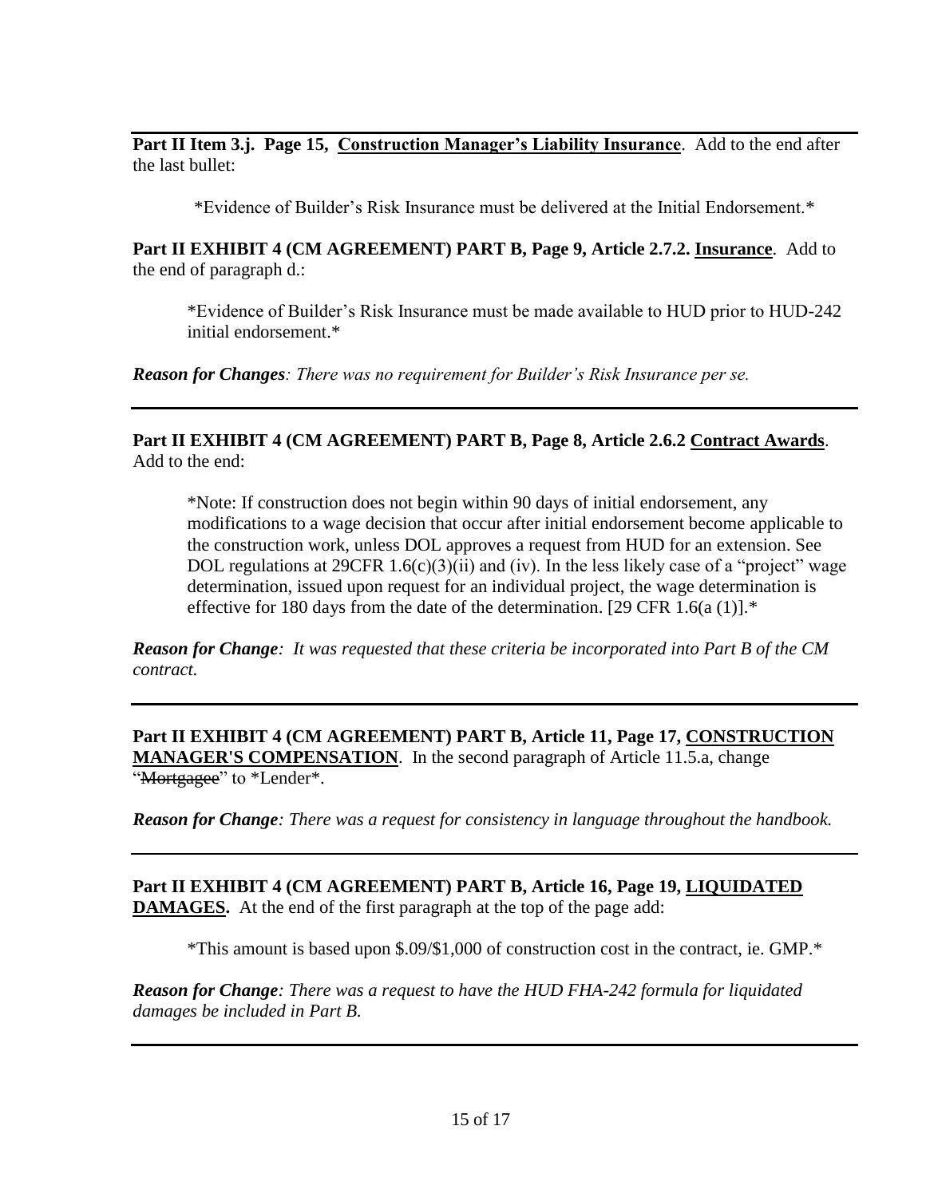---

**Part II Item 3.j. Page 15, <u>Construction Manager's Liability Insurance</u>**. Add to the end after the last bullet:

> *Evidence of Builder's Risk Insurance must be delivered at the Initial Endorsement.*

**Part II EXHIBIT 4 (CM AGREEMENT) PART B, Page 9, Article 2.7.2. <u>Insurance</u>**. Add to the end of paragraph d.:

> *Evidence of Builder's Risk Insurance must be made available to HUD prior to HUD-242 initial endorsement.*

***Reason for Changes****: There was no requirement for Builder's Risk Insurance per se.*

---

**Part II EXHIBIT 4 (CM AGREEMENT) PART B, Page 8, Article 2.6.2 <u>Contract Awards</u>**. Add to the end:

> *Note: If construction does not begin within 90 days of initial endorsement, any modifications to a wage decision that occur after initial endorsement become applicable to the construction work, unless DOL approves a request from HUD for an extension. See DOL regulations at 29CFR 1.6(c)(3)(ii) and (iv). In the less likely case of a "project" wage determination, issued upon request for an individual project, the wage determination is effective for 180 days from the date of the determination. [29 CFR 1.6(a (1)].*

***Reason for Change****: It was requested that these criteria be incorporated into Part B of the CM contract.*

---

**Part II EXHIBIT 4 (CM AGREEMENT) PART B, Article 11, Page 17, <u>CONSTRUCTION MANAGER'S COMPENSATION</u>**. In the second paragraph of Article 11.5.a, change "~~Mortgagee~~" to *Lender*.

***Reason for Change****: There was a request for consistency in language throughout the handbook.*

---

**Part II EXHIBIT 4 (CM AGREEMENT) PART B, Article 16, Page 19, <u>LIQUIDATED DAMAGES</u>.** At the end of the first paragraph at the top of the page add:

> *This amount is based upon $.09/$1,000 of construction cost in the contract, ie. GMP.*

***Reason for Change****: There was a request to have the HUD FHA-242 formula for liquidated damages be included in Part B.*

---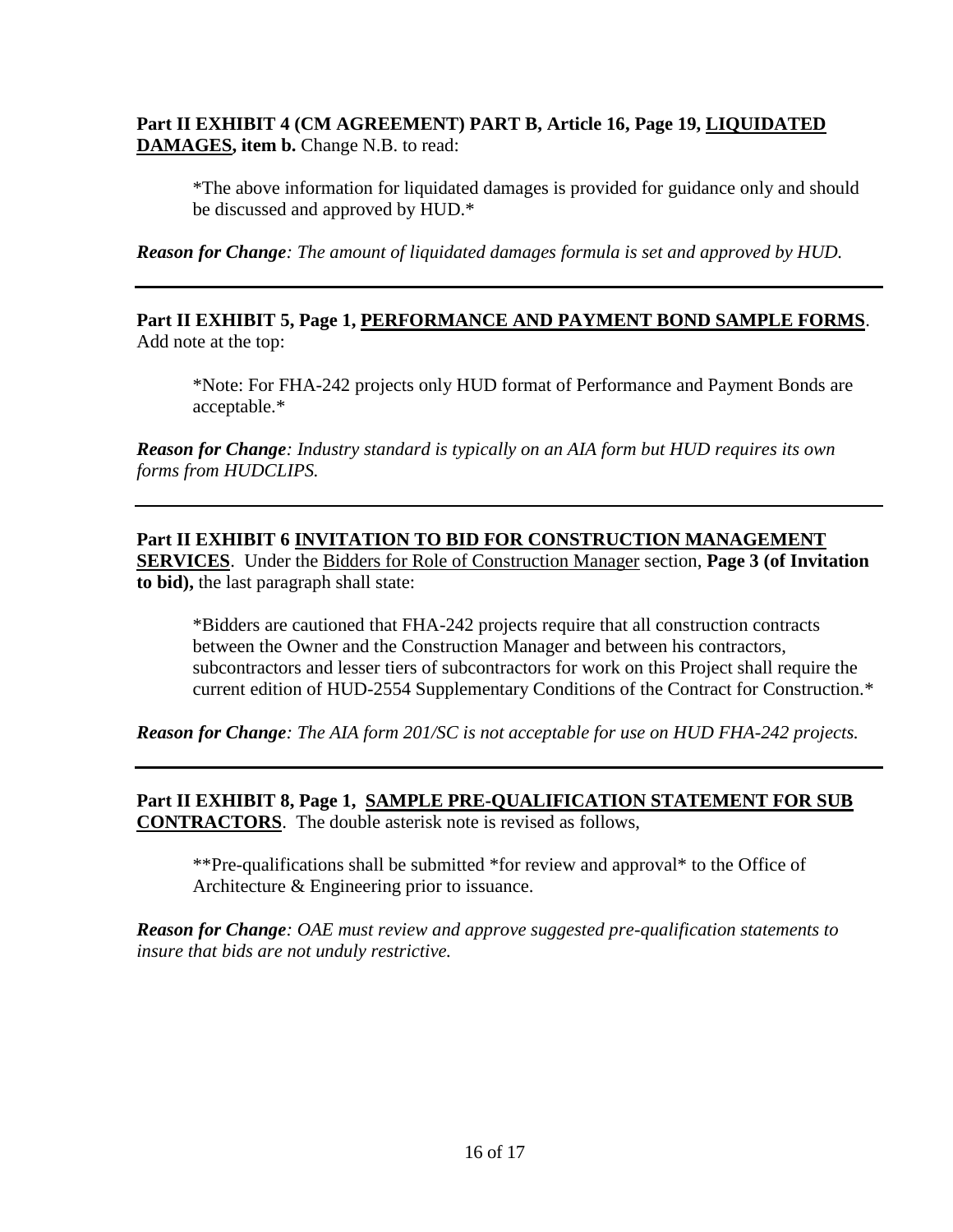**Part II EXHIBIT 4 (CM AGREEMENT) PART B, Article 16, Page 19, <u>LIQUIDATED DAMAGES</u>, item b.** Change N.B. to read:

> *The above information for liquidated damages is provided for guidance only and should be discussed and approved by HUD.*

***Reason for Change**: The amount of liquidated damages formula is set and approved by HUD.*

---

**Part II EXHIBIT 5, Page 1, <u>PERFORMANCE AND PAYMENT BOND SAMPLE FORMS</u>**. Add note at the top:

> *Note: For FHA-242 projects only HUD format of Performance and Payment Bonds are acceptable.*

***Reason for Change**: Industry standard is typically on an AIA form but HUD requires its own forms from HUDCLIPS.*

---

**Part II EXHIBIT 6 <u>INVITATION TO BID FOR CONSTRUCTION MANAGEMENT SERVICES</u>**. Under the <u>Bidders for Role of Construction Manager</u> section, **Page 3 (of Invitation to bid),** the last paragraph shall state:

> *Bidders are cautioned that FHA-242 projects require that all construction contracts between the Owner and the Construction Manager and between his contractors, subcontractors and lesser tiers of subcontractors for work on this Project shall require the current edition of HUD-2554 Supplementary Conditions of the Contract for Construction.*

***Reason for Change**: The AIA form 201/SC is not acceptable for use on HUD FHA-242 projects.*

---

**Part II EXHIBIT 8, Page 1, <u>SAMPLE PRE-QUALIFICATION STATEMENT FOR SUB CONTRACTORS</u>**. The double asterisk note is revised as follows,

> **Pre-qualifications shall be submitted *for review and approval* to the Office of Architecture & Engineering prior to issuance.

***Reason for Change**: OAE must review and approve suggested pre-qualification statements to insure that bids are not unduly restrictive.*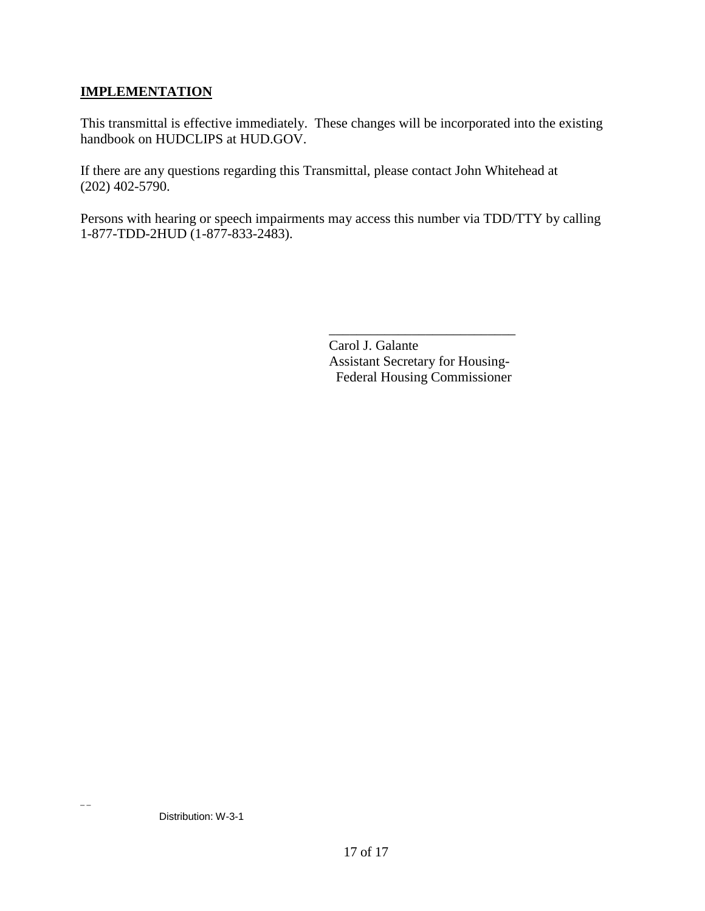**IMPLEMENTATION**

This transmittal is effective immediately. These changes will be incorporated into the existing handbook on HUDCLIPS at HUD.GOV.

If there are any questions regarding this Transmittal, please contact John Whitehead at (202) 402-5790.

Persons with hearing or speech impairments may access this number via TDD/TTY by calling 1-877-TDD-2HUD (1-877-833-2483).

\_\_\_\_\_\_\_\_\_\_\_\_\_\_\_\_\_\_\_\_\_\_\_\_\_\_\_\_

Carol J. Galante
Assistant Secretary for Housing-
Federal Housing Commissioner

Distribution: W-3-1